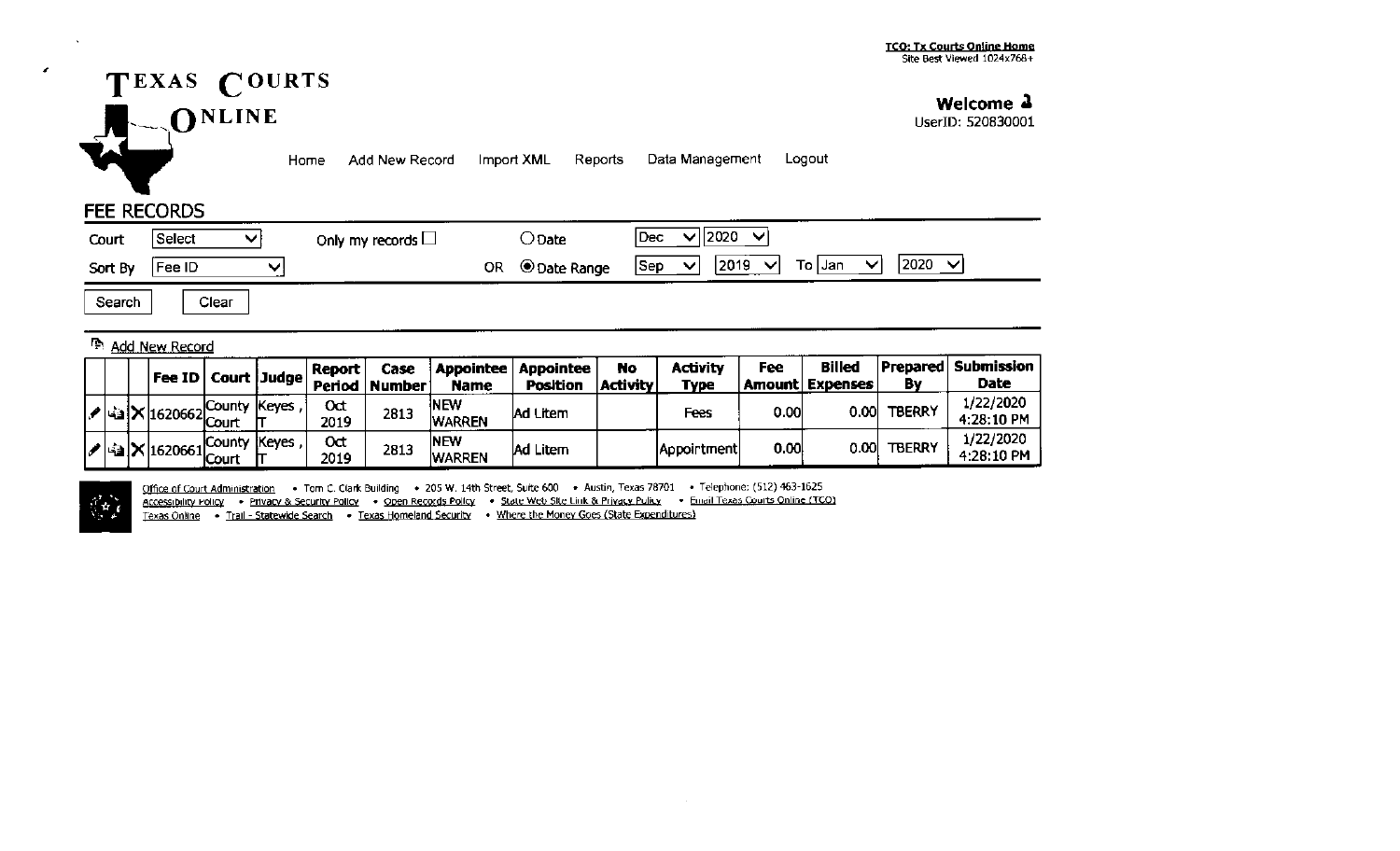TCO: Tx Courts Online Home
Site Best Viewed 1024x768+

# TEXAS COURTS ONLINE

**Welcome**
UserID: 520830001

Home | Add New Record | Import XML | Reports | Data Management | Logout

## FEE RECORDS

Court: Select | Only my records ☐ | ○ Date: Dec 2020

Sort By: Fee ID | OR ◉ Date Range: Sep 2019 To Jan 2020

Search | Clear

Add New Record

| | | | Fee ID | Court | Judge | Report Period | Case Number | Appointee Name | Appointee Position | No Activity | Activity Type | Fee Amount | Billed Expenses | Prepared By | Submission Date |
|---|---|---|---|---|---|---|---|---|---|---|---|---|---|---|---|
| | | X | 1620662 | County Court | Keyes , T | Oct 2019 | 2813 | NEW WARREN | Ad Litem | | Fees | 0.00 | 0.00 | TBERRY | 1/22/2020 4:28:10 PM |
| | | X | 1620661 | County Court | Keyes , T | Oct 2019 | 2813 | NEW WARREN | Ad Litem | | Appointment | 0.00 | 0.00 | TBERRY | 1/22/2020 4:28:10 PM |

Office of Court Administration • Tom C. Clark Building • 205 W. 14th Street, Suite 600 • Austin, Texas 78701 • Telephone: (512) 463-1625
Accessibility Policy • Privacy & Security Policy • Open Records Policy • State Web Site Link & Privacy Policy • Email Texas Courts Online (TCO)
Texas Online • Trail - Statewide Search • Texas Homeland Security • Where the Money Goes (State Expenditures)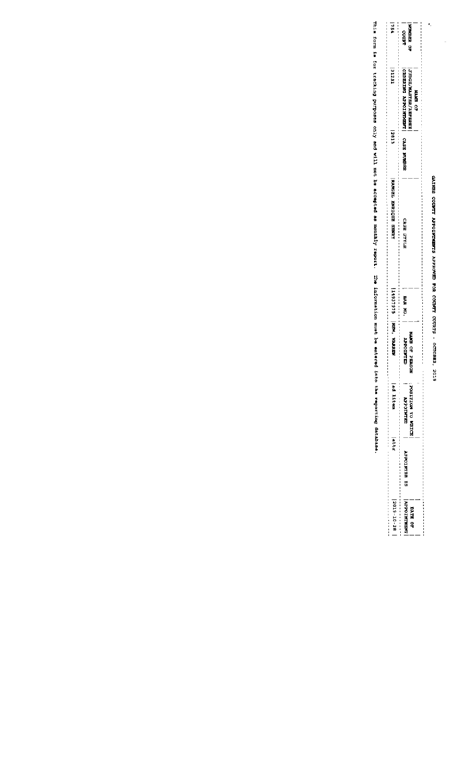# GAINES COUNTY APPOINTMENTS APPROVED FOR COUNTY COURTS - OCTOBER, 2019

| NUMBER OF COURT | NAME OF JUDGE/MASTER/REFEREE ORDERING APPOINTMENT | CASE NUMBER | CASE STYLE | BAR NO. | NAME OF PERSON APPOINTED | POSITION TO WHICH APPOINTED | APPOINTEE IS | DATE OF APPOINTMENT |
|---|---|---|---|---|---|---|---|---|
| 754 | 31231 | 2813 | RANGEL ENRIQUE HENRY | 14937975 | NEW, WARREN | ad litem | attr | 2019-10-28 |

This form is for tracking purposes only and will not be accepted as monthly report. The information must be entered into the reporting database.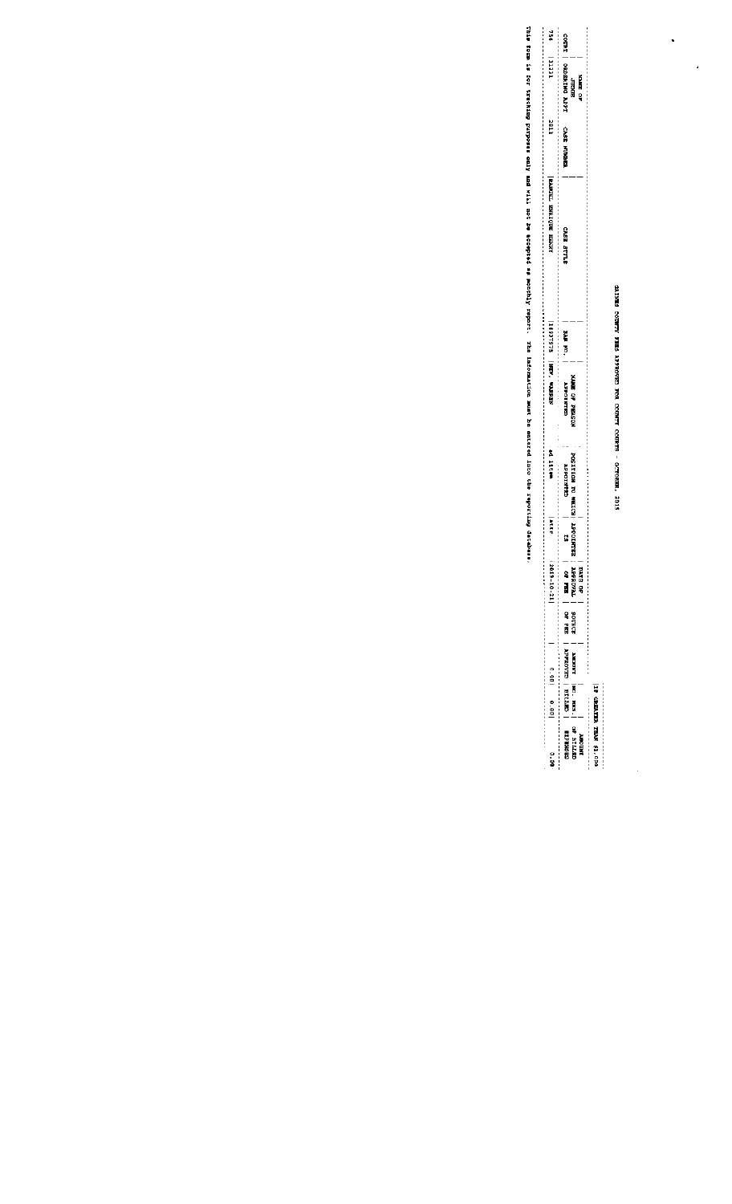GRIMES COUNTY FEES APPROVED FOR COUNTY COURTS - OCTOBER, 2015

| COURT | NAME OF JUDGE ORDERING APPT | CASE NUMBER | CASE STYLE | BAR NO. | NAME OF PERSON APPOINTED | POSITION TO WHICH APPOINTED | APPOINTEE IS | DATE OF APPROVAL OF FEE | SOURCE OF FEE | AMOUNT APPROVED | IF GREATER THAN $1,000 NO. HRS BILLED | AMOUNT OF BILLED EXPENSES |
|---|---|---|---|---|---|---|---|---|---|---|---|---|
| 754 | 11121 | 2812 | MARCEL ENRIQUE HENRY | 16977575 | HEW. WARREN | ad litem | attr | 2015-10-21 | | 0.00 | 0.00 | 0.00 |

This form is for tracking purposes only and will not be accepted as monthly report. The information must be entered into the reporting database.